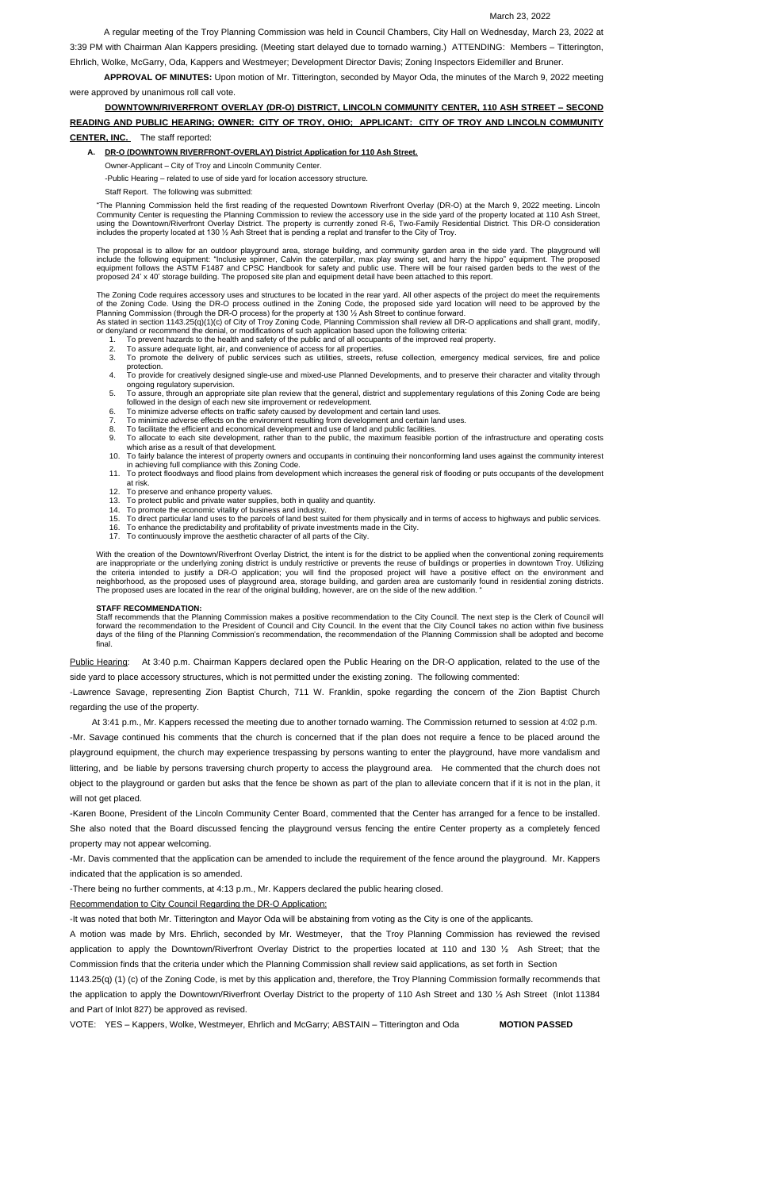March 23, 2022

A regular meeting of the Troy Planning Commission was held in Council Chambers, City Hall on Wednesday, March 23, 2022 at 3:39 PM with Chairman Alan Kappers presiding. (Meeting start delayed due to tornado warning.) ATTENDING: Members – Titterington, Ehrlich, Wolke, McGarry, Oda, Kappers and Westmeyer; Development Director Davis; Zoning Inspectors Eidemiller and Bruner.

**APPROVAL OF MINUTES:** Upon motion of Mr. Titterington, seconded by Mayor Oda, the minutes of the March 9, 2022 meeting were approved by unanimous roll call vote.

**DOWNTOWN/RIVERFRONT OVERLAY (DR-O) DISTRICT, LINCOLN COMMUNITY CENTER, 110 ASH STREET – SECOND READING AND PUBLIC HEARING; OWNER: CITY OF TROY, OHIO; APPLICANT: CITY OF TROY AND LINCOLN COMMUNITY CENTER, INC.** The staff reported:

**A. DR-O (DOWNTOWN RIVERFRONT-OVERLAY) District Application for 110 Ash Street.**

Owner-Applicant – City of Troy and Lincoln Community Center.

-Public Hearing – related to use of side yard for location accessory structure.

Staff Report. The following was submitted:

"The Planning Commission held the first reading of the requested Downtown Riverfront Overlay (DR-O) at the March 9, 2022 meeting. Lincoln Community Center is requesting the Planning Commission to review the accessory use in the side yard of the property located at 110 Ash Street, using the Downtown/Riverfront Overlay District. The property is currently zoned R-6, Two-Family Residential District. This DR-O consideration includes the property located at 130 ½ Ash Street that is pending a replat and transfer to the City of Troy.

The proposal is to allow for an outdoor playground area, storage building, and community garden area in the side yard. The playground will include the following equipment: "Inclusive spinner, Calvin the caterpillar, max play swing set, and harry the hippo" equipment. The proposed equipment follows the ASTM F1487 and CPSC Handbook for safety and public use. There will be four raised garden beds to the west of the proposed 24' x 40' storage building. The proposed site plan and equipment detail have been attached to this report.

The Zoning Code requires accessory uses and structures to be located in the rear yard. All other aspects of the project do meet the requirements of the Zoning Code. Using the DR-O process outlined in the Zoning Code, the proposed side yard location will need to be approved by the Planning Commission (through the DR-O process) for the property at 130 ½ Ash Street to continue forward.
As stated in section 1143.25(q)(1)(c) of City of Troy Zoning Code, Planning Commission shall review all DR-O applications and shall grant, modify, or deny/and or recommend the denial, or modifications of such application based upon the following criteria:

1. To prevent hazards to the health and safety of the public and of all occupants of the improved real property.
2. To assure adequate light, air, and convenience of access for all properties.
3. To promote the delivery of public services such as utilities, streets, refuse collection, emergency medical services, fire and police protection.
4. To provide for creatively designed single-use and mixed-use Planned Developments, and to preserve their character and vitality through ongoing regulatory supervision.
5. To assure, through an appropriate site plan review that the general, district and supplementary regulations of this Zoning Code are being followed in the design of each new site improvement or redevelopment.
6. To minimize adverse effects on traffic safety caused by development and certain land uses.
7. To minimize adverse effects on the environment resulting from development and certain land uses.
8. To facilitate the efficient and economical development and use of land and public facilities.
9. To allocate to each site development, rather than to the public, the maximum feasible portion of the infrastructure and operating costs which arise as a result of that development.
10. To fairly balance the interest of property owners and occupants in continuing their nonconforming land uses against the community interest in achieving full compliance with this Zoning Code.
11. To protect floodways and flood plains from development which increases the general risk of flooding or puts occupants of the development at risk.
12. To preserve and enhance property values.
13. To protect public and private water supplies, both in quality and quantity.
14. To promote the economic vitality of business and industry.
15. To direct particular land uses to the parcels of land best suited for them physically and in terms of access to highways and public services.
16. To enhance the predictability and profitability of private investments made in the City.
17. To continuously improve the aesthetic character of all parts of the City.

With the creation of the Downtown/Riverfront Overlay District, the intent is for the district to be applied when the conventional zoning requirements are inappropriate or the underlying zoning district is unduly restrictive or prevents the reuse of buildings or properties in downtown Troy. Utilizing the criteria intended to justify a DR-O application; you will find the proposed project will have a positive effect on the environment and neighborhood, as the proposed uses of playground area, storage building, and garden area are customarily found in residential zoning districts. The proposed uses are located in the rear of the original building, however, are on the side of the new addition. "

**STAFF RECOMMENDATION:**
Staff recommends that the Planning Commission makes a positive recommendation to the City Council. The next step is the Clerk of Council will forward the recommendation to the President of Council and City Council. In the event that the City Council takes no action within five business days of the filing of the Planning Commission's recommendation, the recommendation of the Planning Commission shall be adopted and become final.

Public Hearing: At 3:40 p.m. Chairman Kappers declared open the Public Hearing on the DR-O application, related to the use of the side yard to place accessory structures, which is not permitted under the existing zoning. The following commented:

-Lawrence Savage, representing Zion Baptist Church, 711 W. Franklin, spoke regarding the concern of the Zion Baptist Church regarding the use of the property.

At 3:41 p.m., Mr. Kappers recessed the meeting due to another tornado warning. The Commission returned to session at 4:02 p.m.

-Mr. Savage continued his comments that the church is concerned that if the plan does not require a fence to be placed around the playground equipment, the church may experience trespassing by persons wanting to enter the playground, have more vandalism and littering, and be liable by persons traversing church property to access the playground area. He commented that the church does not object to the playground or garden but asks that the fence be shown as part of the plan to alleviate concern that if it is not in the plan, it will not get placed.

-Karen Boone, President of the Lincoln Community Center Board, commented that the Center has arranged for a fence to be installed. She also noted that the Board discussed fencing the playground versus fencing the entire Center property as a completely fenced property may not appear welcoming.

-Mr. Davis commented that the application can be amended to include the requirement of the fence around the playground. Mr. Kappers indicated that the application is so amended.

-There being no further comments, at 4:13 p.m., Mr. Kappers declared the public hearing closed.

Recommendation to City Council Regarding the DR-O Application:

-It was noted that both Mr. Titterington and Mayor Oda will be abstaining from voting as the City is one of the applicants.

A motion was made by Mrs. Ehrlich, seconded by Mr. Westmeyer, that the Troy Planning Commission has reviewed the revised application to apply the Downtown/Riverfront Overlay District to the properties located at 110 and 130 ½ Ash Street; that the Commission finds that the criteria under which the Planning Commission shall review said applications, as set forth in Section 1143.25(q) (1) (c) of the Zoning Code, is met by this application and, therefore, the Troy Planning Commission formally recommends that the application to apply the Downtown/Riverfront Overlay District to the property of 110 Ash Street and 130 ½ Ash Street (Inlot 11384 and Part of Inlot 827) be approved as revised.

VOTE: YES – Kappers, Wolke, Westmeyer, Ehrlich and McGarry; ABSTAIN – Titterington and Oda **MOTION PASSED**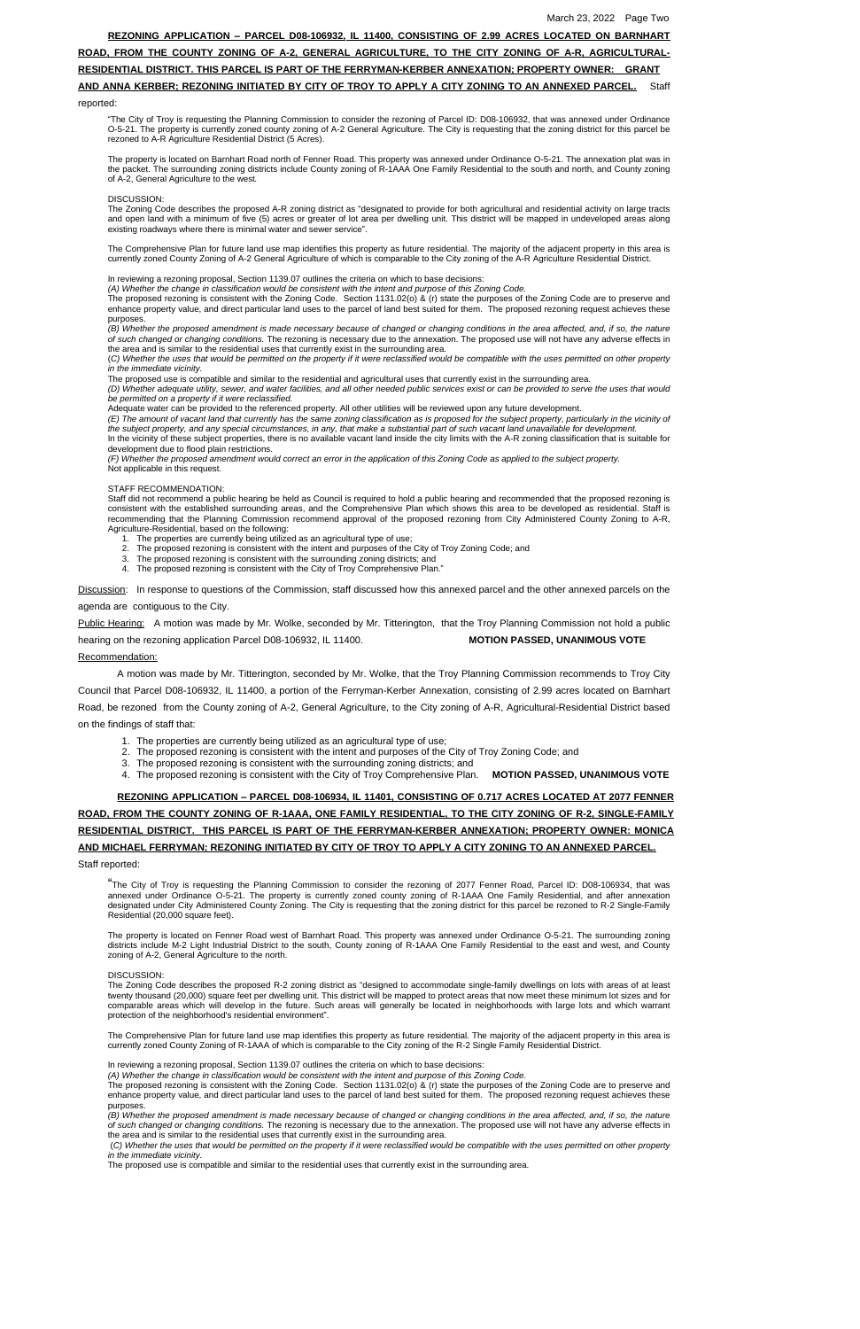**REZONING APPLICATION – PARCEL D08-106932, IL 11400, CONSISTING OF 2.99 ACRES LOCATED ON BARNHART ROAD, FROM THE COUNTY ZONING OF A-2, GENERAL AGRICULTURE, TO THE CITY ZONING OF A-R, AGRICULTURAL-RESIDENTIAL DISTRICT. THIS PARCEL IS PART OF THE FERRYMAN-KERBER ANNEXATION; PROPERTY OWNER: GRANT AND ANNA KERBER; REZONING INITIATED BY CITY OF TROY TO APPLY A CITY ZONING TO AN ANNEXED PARCEL.** Staff reported:

"The City of Troy is requesting the Planning Commission to consider the rezoning of Parcel ID: D08-106932, that was annexed under Ordinance O-5-21. The property is currently zoned county zoning of A-2 General Agriculture. The City is requesting that the zoning district for this parcel be rezoned to A-R Agriculture Residential District (5 Acres).

The property is located on Barnhart Road north of Fenner Road. This property was annexed under Ordinance O-5-21. The annexation plat was in the packet. The surrounding zoning districts include County zoning of R-1AAA One Family Residential to the south and north, and County zoning of A-2, General Agriculture to the west.

DISCUSSION:
The Zoning Code describes the proposed A-R zoning district as "designated to provide for both agricultural and residential activity on large tracts and open land with a minimum of five (5) acres or greater of lot area per dwelling unit. This district will be mapped in undeveloped areas along existing roadways where there is minimal water and sewer service".

The Comprehensive Plan for future land use map identifies this property as future residential. The majority of the adjacent property in this area is currently zoned County Zoning of A-2 General Agriculture of which is comparable to the City zoning of the A-R Agriculture Residential District.

In reviewing a rezoning proposal, Section 1139.07 outlines the criteria on which to base decisions:
*(A) Whether the change in classification would be consistent with the intent and purpose of this Zoning Code.*
The proposed rezoning is consistent with the Zoning Code. Section 1131.02(o) & (r) state the purposes of the Zoning Code are to preserve and enhance property value, and direct particular land uses to the parcel of land best suited for them. The proposed rezoning request achieves these purposes.
*(B) Whether the proposed amendment is made necessary because of changed or changing conditions in the area affected, and, if so, the nature of such changed or changing conditions.* The rezoning is necessary due to the annexation. The proposed use will not have any adverse effects in the area and is similar to the residential uses that currently exist in the surrounding area.
*(C) Whether the uses that would be permitted on the property if it were reclassified would be compatible with the uses permitted on other property in the immediate vicinity.*
The proposed use is compatible and similar to the residential and agricultural uses that currently exist in the surrounding area.
*(D) Whether adequate utility, sewer, and water facilities, and all other needed public services exist or can be provided to serve the uses that would be permitted on a property if it were reclassified.*
Adequate water can be provided to the referenced property. All other utilities will be reviewed upon any future development.
*(E) The amount of vacant land that currently has the same zoning classification as is proposed for the subject property, particularly in the vicinity of the subject property, and any special circumstances, in any, that make a substantial part of such vacant land unavailable for development.*
In the vicinity of these subject properties, there is no available vacant land inside the city limits with the A-R zoning classification that is suitable for development due to flood plain restrictions.
*(F) Whether the proposed amendment would correct an error in the application of this Zoning Code as applied to the subject property.*
Not applicable in this request.

STAFF RECOMMENDATION:
Staff did not recommend a public hearing be held as Council is required to hold a public hearing and recommended that the proposed rezoning is consistent with the established surrounding areas, and the Comprehensive Plan which shows this area to be developed as residential. Staff is recommending that the Planning Commission recommend approval of the proposed rezoning from City Administered County Zoning to A-R, Agriculture-Residential, based on the following:

1. The properties are currently being utilized as an agricultural type of use;
2. The proposed rezoning is consistent with the intent and purposes of the City of Troy Zoning Code; and
3. The proposed rezoning is consistent with the surrounding zoning districts; and
4. The proposed rezoning is consistent with the City of Troy Comprehensive Plan."

Discussion: In response to questions of the Commission, staff discussed how this annexed parcel and the other annexed parcels on the agenda are contiguous to the City.

Public Hearing: A motion was made by Mr. Wolke, seconded by Mr. Titterington, that the Troy Planning Commission not hold a public hearing on the rezoning application Parcel D08-106932, IL 11400. **MOTION PASSED, UNANIMOUS VOTE**

Recommendation:

A motion was made by Mr. Titterington, seconded by Mr. Wolke, that the Troy Planning Commission recommends to Troy City Council that Parcel D08-106932, IL 11400, a portion of the Ferryman-Kerber Annexation, consisting of 2.99 acres located on Barnhart Road, be rezoned from the County zoning of A-2, General Agriculture, to the City zoning of A-R, Agricultural-Residential District based on the findings of staff that:

1. The properties are currently being utilized as an agricultural type of use;
2. The proposed rezoning is consistent with the intent and purposes of the City of Troy Zoning Code; and
3. The proposed rezoning is consistent with the surrounding zoning districts; and
4. The proposed rezoning is consistent with the City of Troy Comprehensive Plan. **MOTION PASSED, UNANIMOUS VOTE**

**REZONING APPLICATION – PARCEL D08-106934, IL 11401, CONSISTING OF 0.717 ACRES LOCATED AT 2077 FENNER ROAD, FROM THE COUNTY ZONING OF R-1AAA, ONE FAMILY RESIDENTIAL, TO THE CITY ZONING OF R-2, SINGLE-FAMILY RESIDENTIAL DISTRICT. THIS PARCEL IS PART OF THE FERRYMAN-KERBER ANNEXATION; PROPERTY OWNER: MONICA AND MICHAEL FERRYMAN; REZONING INITIATED BY CITY OF TROY TO APPLY A CITY ZONING TO AN ANNEXED PARCEL.**

Staff reported:

"The City of Troy is requesting the Planning Commission to consider the rezoning of 2077 Fenner Road, Parcel ID: D08-106934, that was annexed under Ordinance O-5-21. The property is currently zoned county zoning of R-1AAA One Family Residential, and after annexation designated under City Administered County Zoning. The City is requesting that the zoning district for this parcel be rezoned to R-2 Single-Family Residential (20,000 square feet).

The property is located on Fenner Road west of Barnhart Road. This property was annexed under Ordinance O-5-21. The surrounding zoning districts include M-2 Light Industrial District to the south, County zoning of R-1AAA One Family Residential to the east and west, and County zoning of A-2, General Agriculture to the north.

DISCUSSION:
The Zoning Code describes the proposed R-2 zoning district as "designed to accommodate single-family dwellings on lots with areas of at least twenty thousand (20,000) square feet per dwelling unit. This district will be mapped to protect areas that now meet these minimum lot sizes and for comparable areas which will develop in the future. Such areas will generally be located in neighborhoods with large lots and which warrant protection of the neighborhood's residential environment".

The Comprehensive Plan for future land use map identifies this property as future residential. The majority of the adjacent property in this area is currently zoned County Zoning of R-1AAA of which is comparable to the City zoning of the R-2 Single Family Residential District.

In reviewing a rezoning proposal, Section 1139.07 outlines the criteria on which to base decisions:
*(A) Whether the change in classification would be consistent with the intent and purpose of this Zoning Code.*
The proposed rezoning is consistent with the Zoning Code. Section 1131.02(o) & (r) state the purposes of the Zoning Code are to preserve and enhance property value, and direct particular land uses to the parcel of land best suited for them. The proposed rezoning request achieves these purposes.
*(B) Whether the proposed amendment is made necessary because of changed or changing conditions in the area affected, and, if so, the nature of such changed or changing conditions.* The rezoning is necessary due to the annexation. The proposed use will not have any adverse effects in the area and is similar to the residential uses that currently exist in the surrounding area.
*(C) Whether the uses that would be permitted on the property if it were reclassified would be compatible with the uses permitted on other property in the immediate vicinity.*
The proposed use is compatible and similar to the residential uses that currently exist in the surrounding area.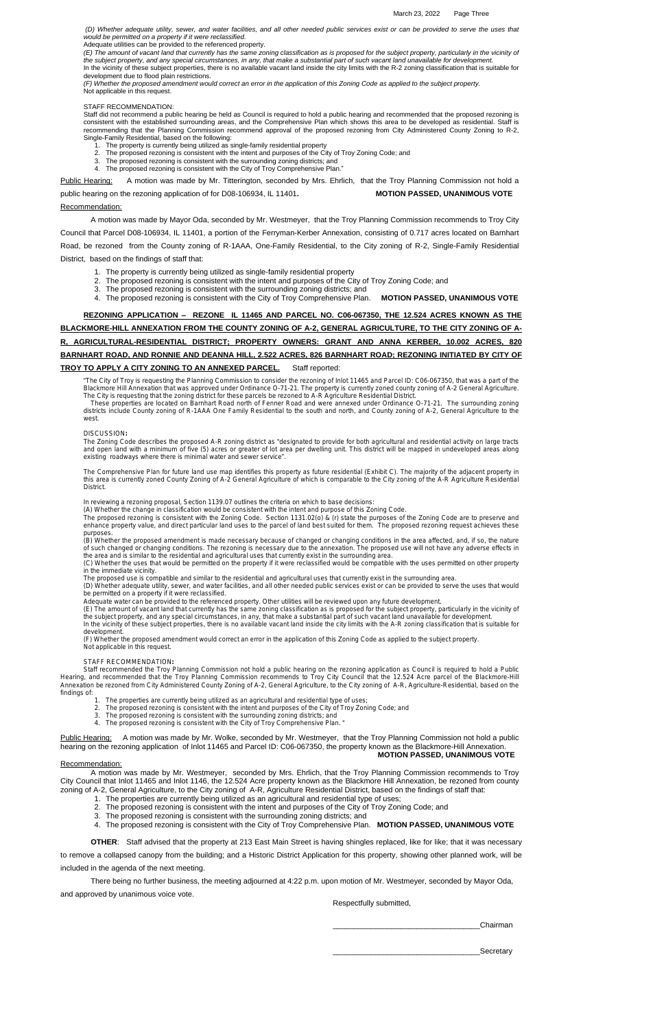*(D) Whether adequate utility, sewer, and water facilities, and all other needed public services exist or can be provided to serve the uses that would be permitted on a property if it were reclassified.*
Adequate utilities can be provided to the referenced property.
*(E) The amount of vacant land that currently has the same zoning classification as is proposed for the subject property, particularly in the vicinity of the subject property, and any special circumstances, in any, that make a substantial part of such vacant land unavailable for development.*
In the vicinity of these subject properties, there is no available vacant land inside the city limits with the R-2 zoning classification that is suitable for development due to flood plain restrictions.
*(F) Whether the proposed amendment would correct an error in the application of this Zoning Code as applied to the subject property.*
Not applicable in this request.

STAFF RECOMMENDATION:
Staff did not recommend a public hearing be held as Council is required to hold a public hearing and recommended that the proposed rezoning is consistent with the established surrounding areas, and the Comprehensive Plan which shows this area to be developed as residential. Staff is recommending that the Planning Commission recommend approval of the proposed rezoning from City Administered County Zoning to R-2, Single-Family Residential, based on the following:

1. The property is currently being utilized as single-family residential property
2. The proposed rezoning is consistent with the intent and purposes of the City of Troy Zoning Code; and
3. The proposed rezoning is consistent with the surrounding zoning districts; and
4. The proposed rezoning is consistent with the City of Troy Comprehensive Plan."

Public Hearing: A motion was made by Mr. Titterington, seconded by Mrs. Ehrlich, that the Troy Planning Commission not hold a public hearing on the rezoning application of for D08-106934, IL 11401. **MOTION PASSED, UNANIMOUS VOTE**

Recommendation:

A motion was made by Mayor Oda, seconded by Mr. Westmeyer, that the Troy Planning Commission recommends to Troy City Council that Parcel D08-106934, IL 11401, a portion of the Ferryman-Kerber Annexation, consisting of 0.717 acres located on Barnhart Road, be rezoned from the County zoning of R-1AAA, One-Family Residential, to the City zoning of R-2, Single-Family Residential District, based on the findings of staff that:

1. The property is currently being utilized as single-family residential property
2. The proposed rezoning is consistent with the intent and purposes of the City of Troy Zoning Code; and
3. The proposed rezoning is consistent with the surrounding zoning districts; and
4. The proposed rezoning is consistent with the City of Troy Comprehensive Plan. **MOTION PASSED, UNANIMOUS VOTE**

**REZONING APPLICATION – REZONE IL 11465 AND PARCEL NO. C06-067350, THE 12.524 ACRES KNOWN AS THE BLACKMORE-HILL ANNEXATION FROM THE COUNTY ZONING OF A-2, GENERAL AGRICULTURE, TO THE CITY ZONING OF A-R, AGRICULTURAL-RESIDENTIAL DISTRICT; PROPERTY OWNERS: GRANT AND ANNA KERBER, 10.002 ACRES, 820 BARNHART ROAD, AND RONNIE AND DEANNA HILL, 2.522 ACRES, 826 BARNHART ROAD; REZONING INITIATED BY CITY OF TROY TO APPLY A CITY ZONING TO AN ANNEXED PARCEL.** Staff reported:

"The City of Troy is requesting the Planning Commission to consider the rezoning of Inlot 11465 and Parcel ID: C06-067350, that was a part of the Blackmore Hill Annexation that was approved under Ordinance O-71-21. The property is currently zoned county zoning of A-2 General Agriculture. The City is requesting that the zoning district for these parcels be rezoned to A-R Agriculture Residential District.
These properties are located on Barnhart Road north of Fenner Road and were annexed under Ordinance O-71-21. The surrounding zoning districts include County zoning of R-1AAA One Family Residential to the south and north, and County zoning of A-2, General Agriculture to the west.

DISCUSSION:
The Zoning Code describes the proposed A-R zoning district as "designated to provide for both agricultural and residential activity on large tracts and open land with a minimum of five (5) acres or greater of lot area per dwelling unit. This district will be mapped in undeveloped areas along existing roadways where there is minimal water and sewer service".

The Comprehensive Plan for future land use map identifies this property as future residential (Exhibit C). The majority of the adjacent property in this area is currently zoned County Zoning of A-2 General Agriculture of which is comparable to the City zoning of the A-R Agriculture Residential District.

In reviewing a rezoning proposal, Section 1139.07 outlines the criteria on which to base decisions:
(A) Whether the change in classification would be consistent with the intent and purpose of this Zoning Code.
The proposed rezoning is consistent with the Zoning Code. Section 1131.02(o) & (r) state the purposes of the Zoning Code are to preserve and enhance property value, and direct particular land uses to the parcel of land best suited for them. The proposed rezoning request achieves these purposes.
(B) Whether the proposed amendment is made necessary because of changed or changing conditions in the area affected, and, if so, the nature of such changed or changing conditions. The rezoning is necessary due to the annexation. The proposed use will not have any adverse effects in the area and is similar to the residential and agricultural uses that currently exist in the surrounding area.
(C) Whether the uses that would be permitted on the property if it were reclassified would be compatible with the uses permitted on other property in the immediate vicinity.
The proposed use is compatible and similar to the residential and agricultural uses that currently exist in the surrounding area.
(D) Whether adequate utility, sewer, and water facilities, and all other needed public services exist or can be provided to serve the uses that would be permitted on a property if it were reclassified.
Adequate water can be provided to the referenced property. Other utilities will be reviewed upon any future development.
(E) The amount of vacant land that currently has the same zoning classification as is proposed for the subject property, particularly in the vicinity of the subject property, and any special circumstances, in any, that make a substantial part of such vacant land unavailable for development.
In the vicinity of these subject properties, there is no available vacant land inside the city limits with the A-R zoning classification that is suitable for development.
(F) Whether the proposed amendment would correct an error in the application of this Zoning Code as applied to the subject property.
Not applicable in this request.

STAFF RECOMMENDATION:
Staff recommended the Troy Planning Commission not hold a public hearing on the rezoning application as Council is required to hold a Public Hearing, and recommended that the Troy Planning Commission recommends to Troy City Council that the 12.524 Acre parcel of the Blackmore-Hill Annexation be rezoned from City Administered County Zoning of A-2, General Agriculture, to the City zoning of A-R, Agriculture-Residential, based on the findings of:

1. The properties are currently being utilized as an agricultural and residential type of uses;
2. The proposed rezoning is consistent with the intent and purposes of the City of Troy Zoning Code; and
3. The proposed rezoning is consistent with the surrounding zoning districts; and
4. The proposed rezoning is consistent with the City of Troy Comprehensive Plan. "

Public Hearing: A motion was made by Mr. Wolke, seconded by Mr. Westmeyer, that the Troy Planning Commission not hold a public hearing on the rezoning application of Inlot 11465 and Parcel ID: C06-067350, the property known as the Blackmore-Hill Annexation. **MOTION PASSED, UNANIMOUS VOTE**

Recommendation:

A motion was made by Mr. Westmeyer, seconded by Mrs. Ehrlich, that the Troy Planning Commission recommends to Troy City Council that Inlot 11465 and Inlot 1146, the 12.524 Acre property known as the Blackmore Hill Annexation, be rezoned from county zoning of A-2, General Agriculture, to the City zoning of A-R, Agriculture Residential District, based on the findings of staff that:

1. The properties are currently being utilized as an agricultural and residential type of uses;
2. The proposed rezoning is consistent with the intent and purposes of the City of Troy Zoning Code; and
3. The proposed rezoning is consistent with the surrounding zoning districts; and
4. The proposed rezoning is consistent with the City of Troy Comprehensive Plan. **MOTION PASSED, UNANIMOUS VOTE**

**OTHER**: Staff advised that the property at 213 East Main Street is having shingles replaced, like for like; that it was necessary to remove a collapsed canopy from the building; and a Historic District Application for this property, showing other planned work, will be included in the agenda of the next meeting.

There being no further business, the meeting adjourned at 4:22 p.m. upon motion of Mr. Westmeyer, seconded by Mayor Oda, and approved by unanimous voice vote.

Respectfully submitted,

__________________________________Chairman

__________________________________Secretary